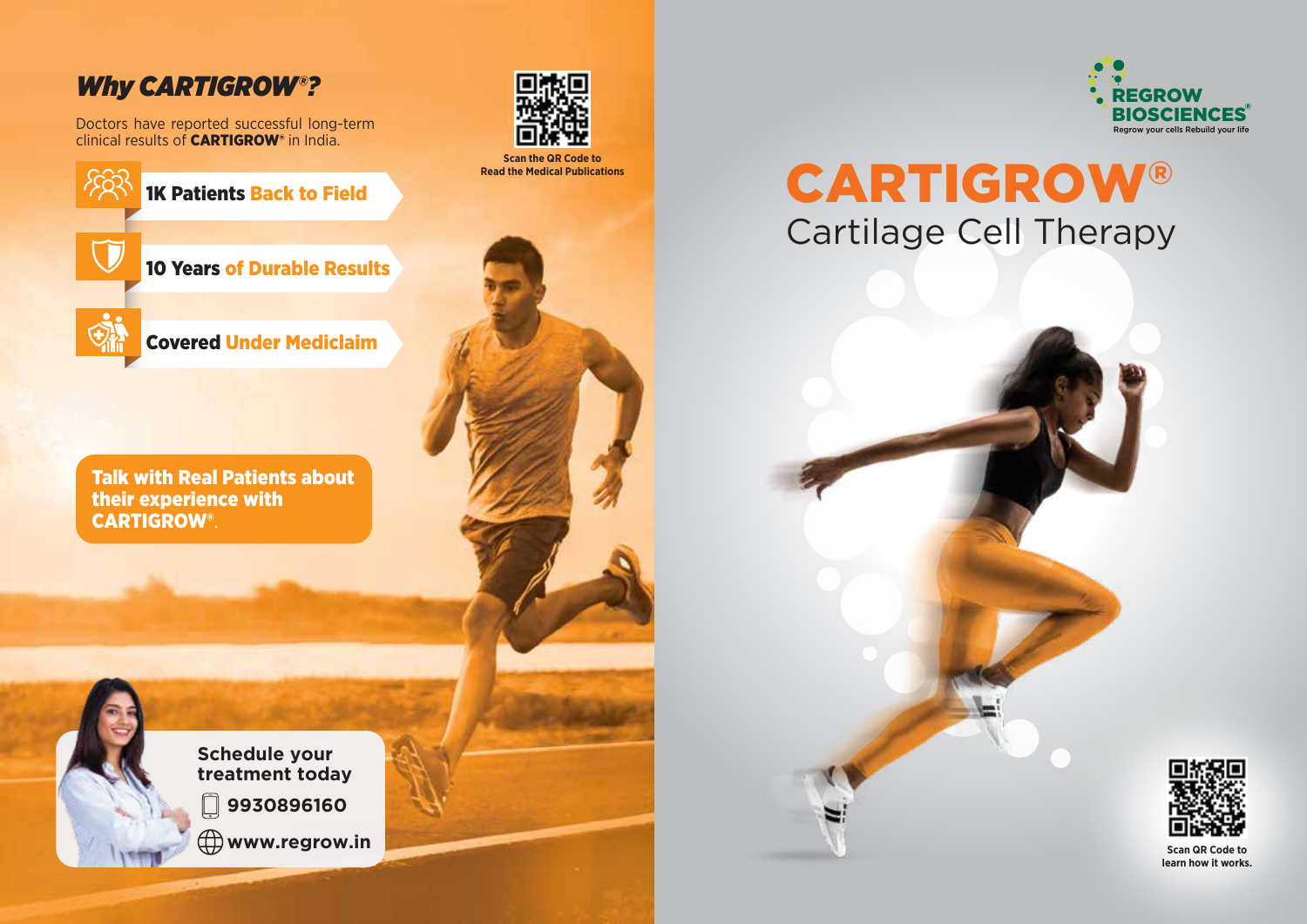## *Why CARTIGROW®?*

Doctors have reported successful long-term clinical results of **CARTIGROW®** in India.

- **1K Patients Back to Field**
- **10 Years of Durable Results**
- **Covered Under Mediclaim**

**Talk with Real Patients about their experience with CARTIGROW®.**

**Schedule your treatment today**

**9930896160**

**www.regrow.in**

**Scan the QR Code to Read the Medical Publications**

REGROW BIOSCIENCES®

Regrow your cells Rebuild your life

# CARTIGROW®

## Cartilage Cell Therapy

**Scan QR Code to learn how it works.**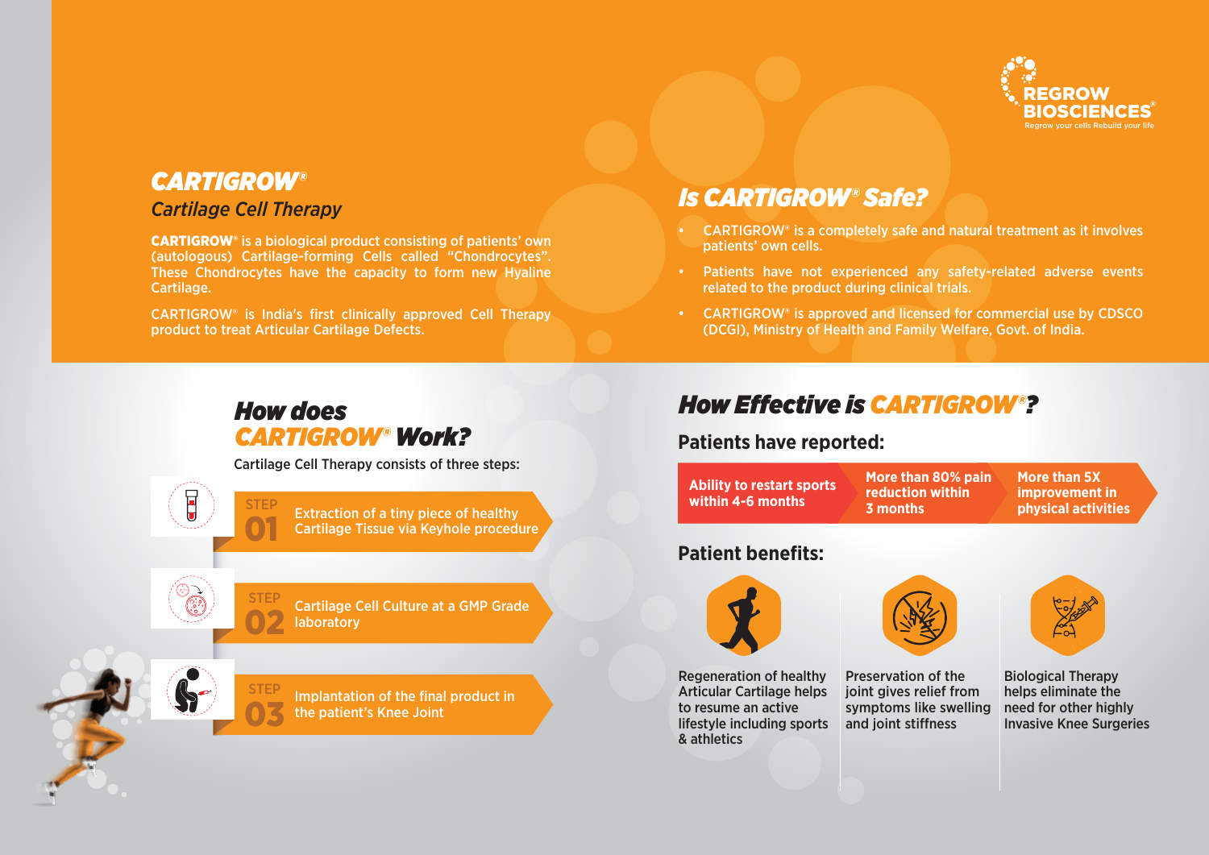REGROW BIOSCIENCES®
Regrow your cells Rebuild your life

## *CARTIGROW®*

### *Cartilage Cell Therapy*

**CARTIGROW®** is a biological product consisting of patients' own (autologous) Cartilage-forming Cells called "Chondrocytes". These Chondrocytes have the capacity to form new Hyaline Cartilage.

CARTIGROW® is India's first clinically approved Cell Therapy product to treat Articular Cartilage Defects.

## *Is CARTIGROW® Safe?*

- CARTIGROW® is a completely safe and natural treatment as it involves patients' own cells.
- Patients have not experienced any safety-related adverse events related to the product during clinical trials.
- CARTIGROW® is approved and licensed for commercial use by CDSCO (DCGI), Ministry of Health and Family Welfare, Govt. of India.

## *How does CARTIGROW® Work?*

Cartilage Cell Therapy consists of three steps:

**STEP 01** Extraction of a tiny piece of healthy Cartilage Tissue via Keyhole procedure

**STEP 02** Cartilage Cell Culture at a GMP Grade laboratory

**STEP 03** Implantation of the final product in the patient's Knee Joint

## *How Effective is CARTIGROW®?*

### Patients have reported:

- **Ability to restart sports within 4-6 months**
- **More than 80% pain reduction within 3 months**
- **More than 5X improvement in physical activities**

### Patient benefits:

- Regeneration of healthy Articular Cartilage helps to resume an active lifestyle including sports & athletics
- Preservation of the joint gives relief from symptoms like swelling and joint stiffness
- Biological Therapy helps eliminate the need for other highly Invasive Knee Surgeries